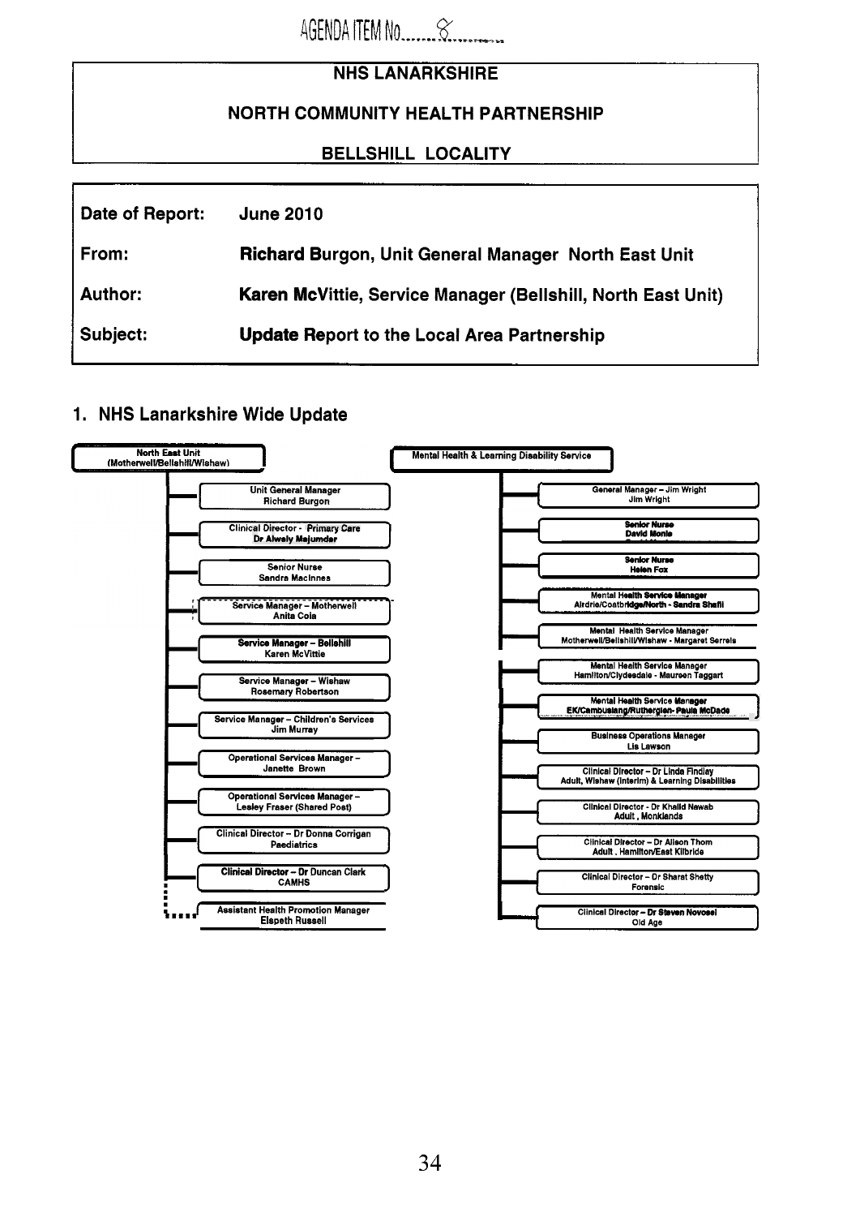AGENDA ITEM No......8......

**NHS LANARKSHIRE**

**NORTH COMMUNITY HEALTH PARTNERSHIP**

**BELLSHILL LOCALITY**

| | |
|---|---|
| **Date of Report:** | **June 2010** |
| **From:** | **Richard Burgon, Unit General Manager North East Unit** |
| **Author:** | **Karen McVittie, Service Manager (Bellshill, North East Unit)** |
| **Subject:** | **Update Report to the Local Area Partnership** |

## 1. NHS Lanarkshire Wide Update

**North East Unit (Motherwell/Bellshill/Wishaw)**

- Unit General Manager – Richard Burgon
- Clinical Director - Primary Care – Dr Alwaly Majumder
- Senior Nurse – Sandra MacInnes
- Service Manager – Motherwell – Anita Cola
- Service Manager – Bellshill – Karen McVittie
- Service Manager – Wishaw – Rosemary Robertson
- Service Manager – Children's Services – Jim Murray
- Operational Services Manager – Janette Brown
- Operational Services Manager – Lesley Fraser (Shared Post)
- Clinical Director – Dr Donna Corrigan – Paediatrics
- Clinical Director – Dr Duncan Clark – CAMHS
- Assistant Health Promotion Manager – Elspeth Russell

**Mental Health & Learning Disability Service**

- General Manager – Jim Wright
- Senior Nurse – David Monie
- Senior Nurse – Helen Fox
- Mental Health Service Manager – Airdrie/Coatbridge/North - Sandra Shafii
- Mental Health Service Manager – Motherwell/Bellshill/Wishaw - Margaret Serrels
- Mental Health Service Manager – Hamilton/Clydesdale - Maureen Taggart
- Mental Health Service Manager – EK/Cambuslang/Rutherglen- Paula McDade
- Business Operations Manager – Lis Lawson
- Clinical Director – Dr Linda Findlay – Adult, Wishaw (Interim) & Learning Disabilities
- Clinical Director - Dr Khalid Nawab – Adult, Monklands
- Clinical Director - Dr Alison Thom – Adult, Hamilton/East Kilbride
- Clinical Director - Dr Sharat Shetty – Forensic
- Clinical Director – Dr Steven Novosel – Old Age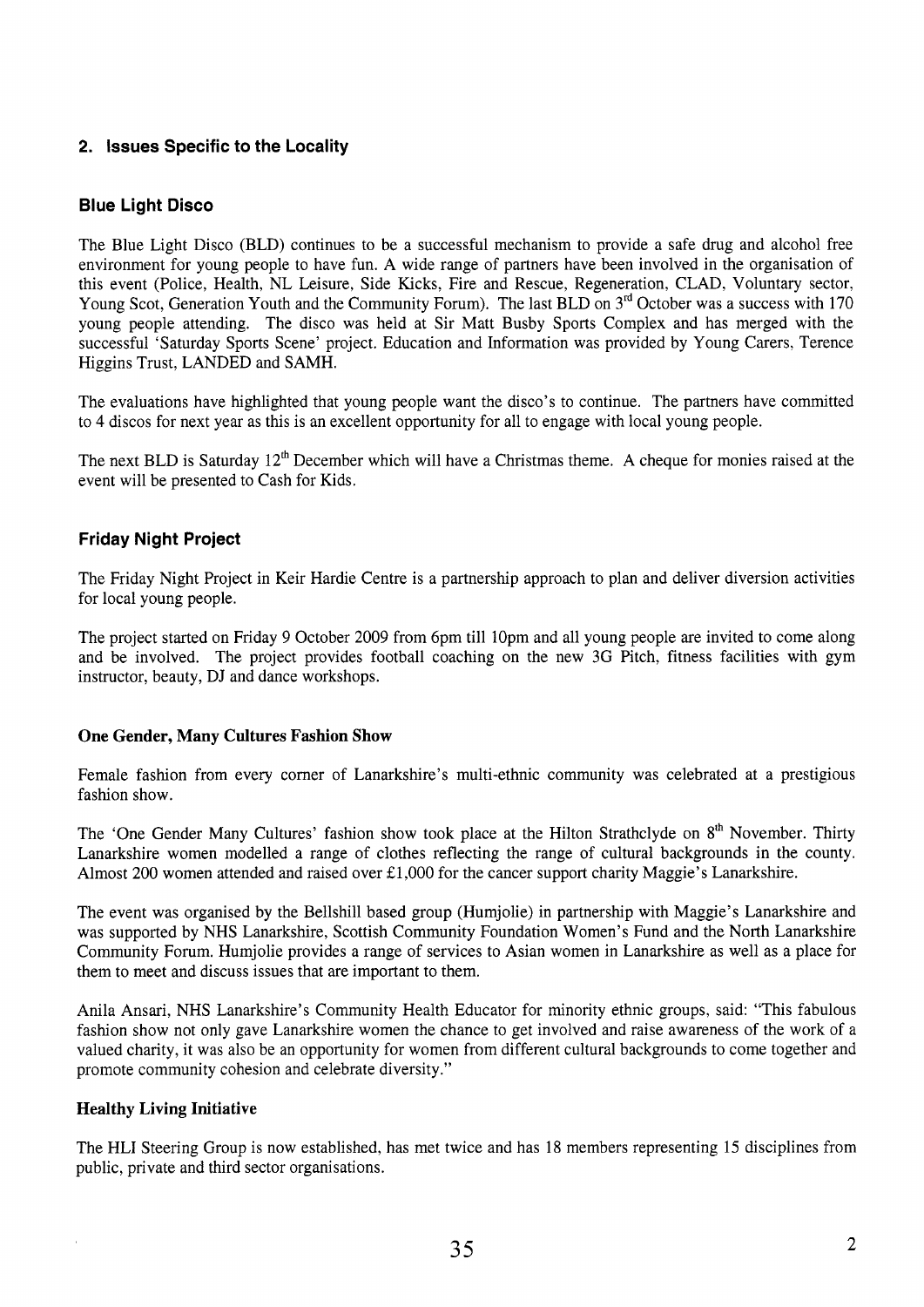## 2. Issues Specific to the Locality

### Blue Light Disco

The Blue Light Disco (BLD) continues to be a successful mechanism to provide a safe drug and alcohol free environment for young people to have fun. A wide range of partners have been involved in the organisation of this event (Police, Health, NL Leisure, Side Kicks, Fire and Rescue, Regeneration, CLAD, Voluntary sector, Young Scot, Generation Youth and the Community Forum). The last BLD on 3rd October was a success with 170 young people attending. The disco was held at Sir Matt Busby Sports Complex and has merged with the successful 'Saturday Sports Scene' project. Education and Information was provided by Young Carers, Terence Higgins Trust, LANDED and SAMH.

The evaluations have highlighted that young people want the disco's to continue. The partners have committed to 4 discos for next year as this is an excellent opportunity for all to engage with local young people.

The next BLD is Saturday 12th December which will have a Christmas theme. A cheque for monies raised at the event will be presented to Cash for Kids.

### Friday Night Project

The Friday Night Project in Keir Hardie Centre is a partnership approach to plan and deliver diversion activities for local young people.

The project started on Friday 9 October 2009 from 6pm till 10pm and all young people are invited to come along and be involved. The project provides football coaching on the new 3G Pitch, fitness facilities with gym instructor, beauty, DJ and dance workshops.

**One Gender, Many Cultures Fashion Show**

Female fashion from every corner of Lanarkshire's multi-ethnic community was celebrated at a prestigious fashion show.

The 'One Gender Many Cultures' fashion show took place at the Hilton Strathclyde on 8th November. Thirty Lanarkshire women modelled a range of clothes reflecting the range of cultural backgrounds in the county. Almost 200 women attended and raised over £1,000 for the cancer support charity Maggie's Lanarkshire.

The event was organised by the Bellshill based group (Humjolie) in partnership with Maggie's Lanarkshire and was supported by NHS Lanarkshire, Scottish Community Foundation Women's Fund and the North Lanarkshire Community Forum. Humjolie provides a range of services to Asian women in Lanarkshire as well as a place for them to meet and discuss issues that are important to them.

Anila Ansari, NHS Lanarkshire's Community Health Educator for minority ethnic groups, said: "This fabulous fashion show not only gave Lanarkshire women the chance to get involved and raise awareness of the work of a valued charity, it was also be an opportunity for women from different cultural backgrounds to come together and promote community cohesion and celebrate diversity."

**Healthy Living Initiative**

The HLI Steering Group is now established, has met twice and has 18 members representing 15 disciplines from public, private and third sector organisations.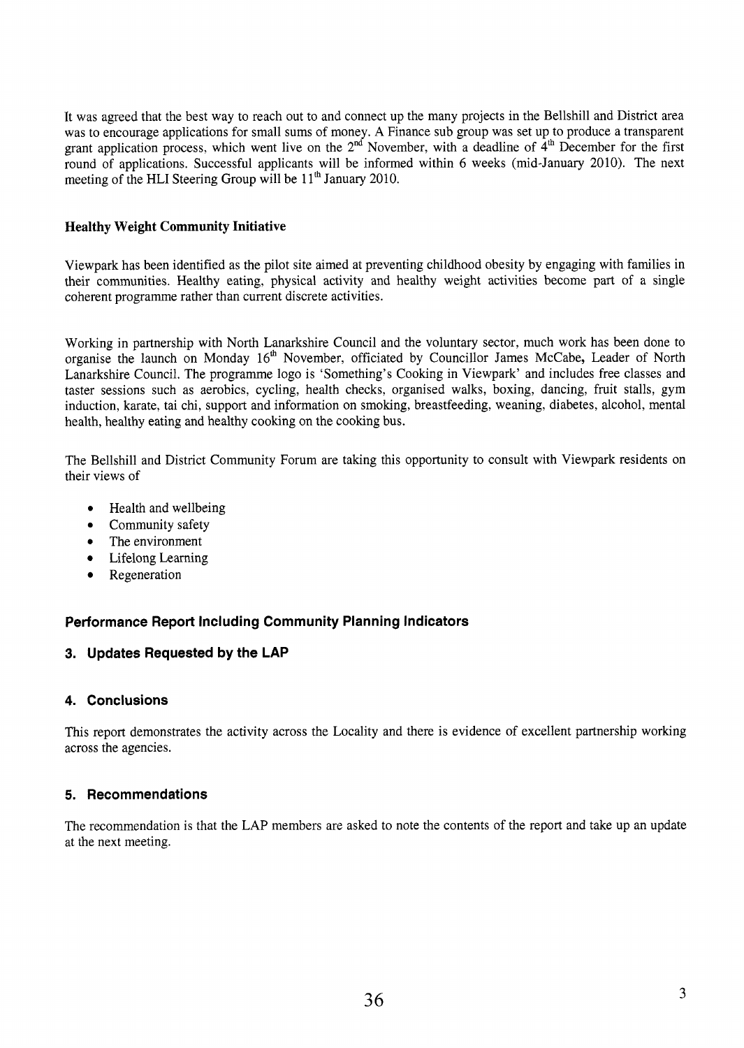It was agreed that the best way to reach out to and connect up the many projects in the Bellshill and District area was to encourage applications for small sums of money. A Finance sub group was set up to produce a transparent grant application process, which went live on the 2nd November, with a deadline of 4th December for the first round of applications. Successful applicants will be informed within 6 weeks (mid-January 2010). The next meeting of the HLI Steering Group will be 11th January 2010.

**Healthy Weight Community Initiative**

Viewpark has been identified as the pilot site aimed at preventing childhood obesity by engaging with families in their communities. Healthy eating, physical activity and healthy weight activities become part of a single coherent programme rather than current discrete activities.

Working in partnership with North Lanarkshire Council and the voluntary sector, much work has been done to organise the launch on Monday 16th November, officiated by Councillor James McCabe, Leader of North Lanarkshire Council. The programme logo is 'Something's Cooking in Viewpark' and includes free classes and taster sessions such as aerobics, cycling, health checks, organised walks, boxing, dancing, fruit stalls, gym induction, karate, tai chi, support and information on smoking, breastfeeding, weaning, diabetes, alcohol, mental health, healthy eating and healthy cooking on the cooking bus.

The Bellshill and District Community Forum are taking this opportunity to consult with Viewpark residents on their views of

- Health and wellbeing
- Community safety
- The environment
- Lifelong Learning
- Regeneration

**Performance Report Including Community Planning Indicators**

## 3. Updates Requested by the LAP

## 4. Conclusions

This report demonstrates the activity across the Locality and there is evidence of excellent partnership working across the agencies.

## 5. Recommendations

The recommendation is that the LAP members are asked to note the contents of the report and take up an update at the next meeting.